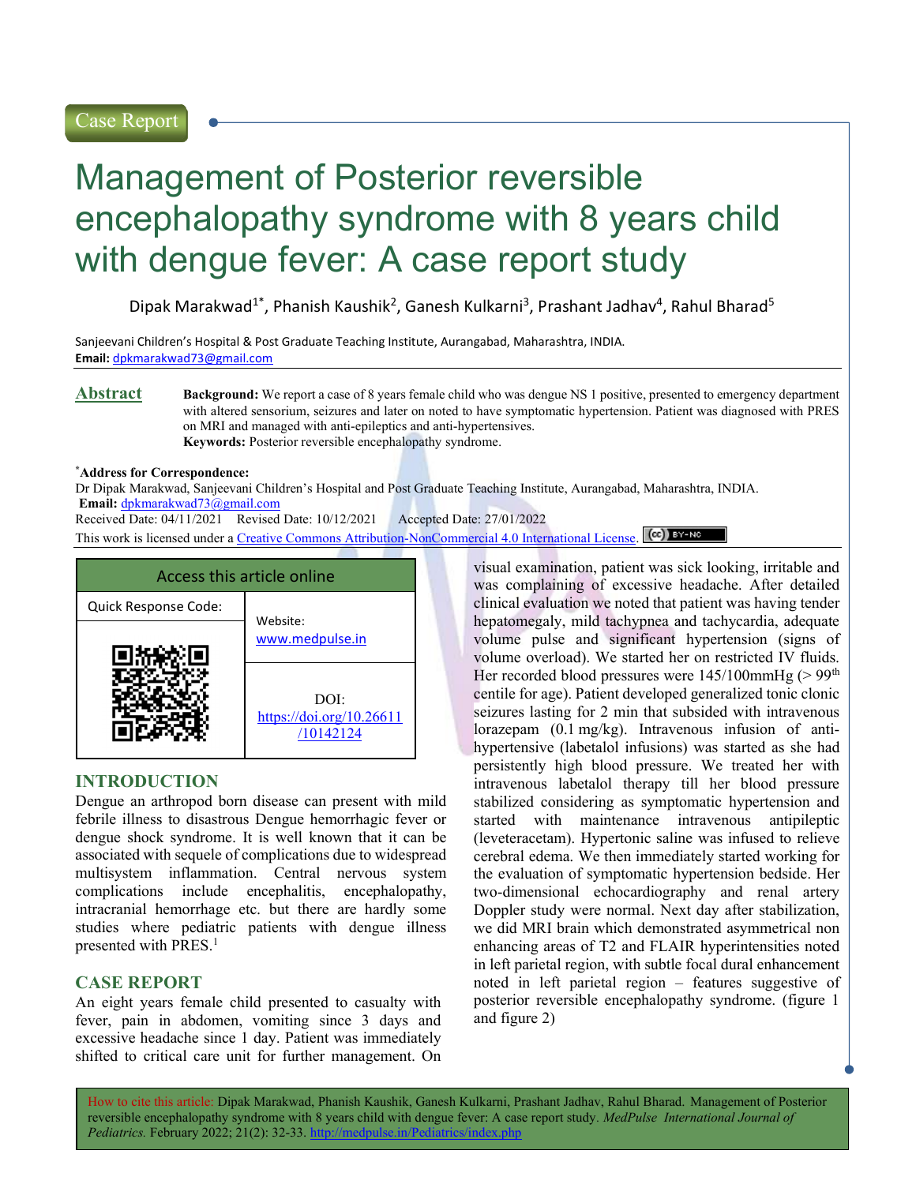Case Report

# Management of Posterior reversible encephalopathy syndrome with 8 years child with dengue fever: A case report study

Dipak Marakwad[1*], Phanish Kaushik[2], Ganesh Kulkarni[3], Prashant Jadhav[4], Rahul Bharad[5]

Sanjeevani Children's Hospital & Post Graduate Teaching Institute, Aurangabad, Maharashtra, INDIA.
**Email:** dpkmarakwad73@gmail.com

## Abstract

**Background:** We report a case of 8 years female child who was dengue NS 1 positive, presented to emergency department with altered sensorium, seizures and later on noted to have symptomatic hypertension. Patient was diagnosed with PRES on MRI and managed with anti-epileptics and anti-hypertensives.
**Keywords:** Posterior reversible encephalopathy syndrome.

**[*]Address for Correspondence:**
Dr Dipak Marakwad, Sanjeevani Children's Hospital and Post Graduate Teaching Institute, Aurangabad, Maharashtra, INDIA.
**Email:** dpkmarakwad73@gmail.com
Received Date: 04/11/2021 Revised Date: 10/12/2021 Accepted Date: 27/01/2022
This work is licensed under a Creative Commons Attribution-NonCommercial 4.0 International License.

| Access this article online | |
|---|---|
| Quick Response Code: | Website: www.medpulse.in |
| | DOI: https://doi.org/10.26611/10142124 |

## INTRODUCTION

Dengue an arthropod born disease can present with mild febrile illness to disastrous Dengue hemorrhagic fever or dengue shock syndrome. It is well known that it can be associated with sequele of complications due to widespread multisystem inflammation. Central nervous system complications include encephalitis, encephalopathy, intracranial hemorrhage etc. but there are hardly some studies where pediatric patients with dengue illness presented with PRES.[1]

## CASE REPORT

An eight years female child presented to casualty with fever, pain in abdomen, vomiting since 3 days and excessive headache since 1 day. Patient was immediately shifted to critical care unit for further management. On visual examination, patient was sick looking, irritable and was complaining of excessive headache. After detailed clinical evaluation we noted that patient was having tender hepatomegaly, mild tachypnea and tachycardia, adequate volume pulse and significant hypertension (signs of volume overload). We started her on restricted IV fluids. Her recorded blood pressures were 145/100mmHg (> 99$^{th}$ centile for age). Patient developed generalized tonic clonic seizures lasting for 2 min that subsided with intravenous lorazepam (0.1 mg/kg). Intravenous infusion of anti-hypertensive (labetalol infusions) was started as she had persistently high blood pressure. We treated her with intravenous labetalol therapy till her blood pressure stabilized considering as symptomatic hypertension and started with maintenance intravenous antipileptic (leveteracetam). Hypertonic saline was infused to relieve cerebral edema. We then immediately started working for the evaluation of symptomatic hypertension bedside. Her two-dimensional echocardiography and renal artery Doppler study were normal. Next day after stabilization, we did MRI brain which demonstrated asymmetrical non enhancing areas of T2 and FLAIR hyperintensities noted in left parietal region, with subtle focal dural enhancement noted in left parietal region – features suggestive of posterior reversible encephalopathy syndrome. (figure 1 and figure 2)

How to cite this article: Dipak Marakwad, Phanish Kaushik, Ganesh Kulkarni, Prashant Jadhav, Rahul Bharad. Management of Posterior reversible encephalopathy syndrome with 8 years child with dengue fever: A case report study. *MedPulse International Journal of Pediatrics.* February 2022; 21(2): 32-33. http://medpulse.in/Pediatrics/index.php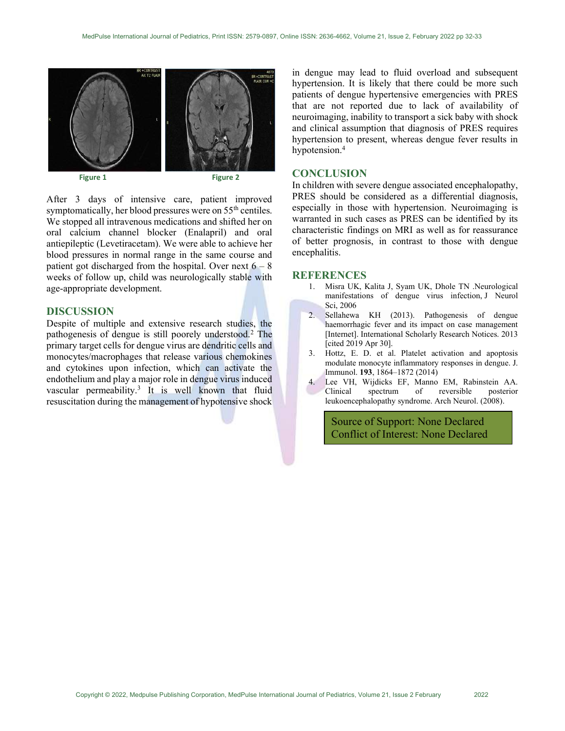Figure 1

Figure 2

After 3 days of intensive care, patient improved symptomatically, her blood pressures were on 55th centiles. We stopped all intravenous medications and shifted her on oral calcium channel blocker (Enalapril) and oral antiepileptic (Levetiracetam). We were able to achieve her blood pressures in normal range in the same course and patient got discharged from the hospital. Over next 6 – 8 weeks of follow up, child was neurologically stable with age-appropriate development.

## DISCUSSION

Despite of multiple and extensive research studies, the pathogenesis of dengue is still poorly understood.[2] The primary target cells for dengue virus are dendritic cells and monocytes/macrophages that release various chemokines and cytokines upon infection, which can activate the endothelium and play a major role in dengue virus induced vascular permeability.[3] It is well known that fluid resuscitation during the management of hypotensive shock in dengue may lead to fluid overload and subsequent hypertension. It is likely that there could be more such patients of dengue hypertensive emergencies with PRES that are not reported due to lack of availability of neuroimaging, inability to transport a sick baby with shock and clinical assumption that diagnosis of PRES requires hypertension to present, whereas dengue fever results in hypotension.[4]

## CONCLUSION

In children with severe dengue associated encephalopathy, PRES should be considered as a differential diagnosis, especially in those with hypertension. Neuroimaging is warranted in such cases as PRES can be identified by its characteristic findings on MRI as well as for reassurance of better prognosis, in contrast to those with dengue encephalitis.

## REFERENCES

1. Misra UK, Kalita J, Syam UK, Dhole TN .Neurological manifestations of dengue virus infection, J Neurol Sci, 2006
2. Sellahewa KH (2013). Pathogenesis of dengue haemorrhagic fever and its impact on case management [Internet]. International Scholarly Research Notices. 2013 [cited 2019 Apr 30].
3. Hottz, E. D. et al. Platelet activation and apoptosis modulate monocyte inflammatory responses in dengue. J. Immunol. **193**, 1864–1872 (2014)
4. Lee VH, Wijdicks EF, Manno EM, Rabinstein AA. Clinical spectrum of reversible posterior leukoencephalopathy syndrome. Arch Neurol. (2008).

Source of Support: None Declared
Conflict of Interest: None Declared